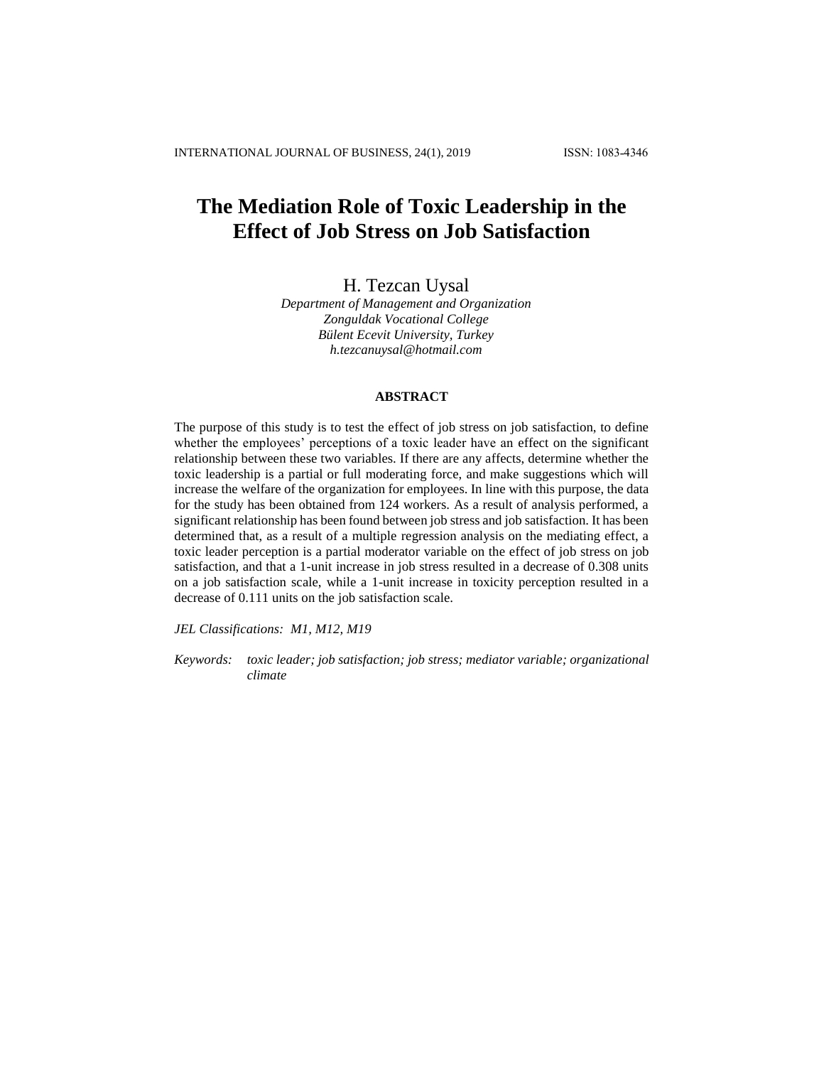# The Mediation Role of Toxic Leadership in the Effect of Job Stress on Job Satisfaction

H. Tezcan Uysal

*Department of Management and Organization*
*Zonguldak Vocational College*
*Bülent Ecevit University, Turkey*
*h.tezcanuysal@hotmail.com*

## ABSTRACT

The purpose of this study is to test the effect of job stress on job satisfaction, to define whether the employees' perceptions of a toxic leader have an effect on the significant relationship between these two variables. If there are any affects, determine whether the toxic leadership is a partial or full moderating force, and make suggestions which will increase the welfare of the organization for employees. In line with this purpose, the data for the study has been obtained from 124 workers. As a result of analysis performed, a significant relationship has been found between job stress and job satisfaction. It has been determined that, as a result of a multiple regression analysis on the mediating effect, a toxic leader perception is a partial moderator variable on the effect of job stress on job satisfaction, and that a 1-unit increase in job stress resulted in a decrease of 0.308 units on a job satisfaction scale, while a 1-unit increase in toxicity perception resulted in a decrease of 0.111 units on the job satisfaction scale.

*JEL Classifications: M1, M12, M19*

*Keywords: toxic leader; job satisfaction; job stress; mediator variable; organizational climate*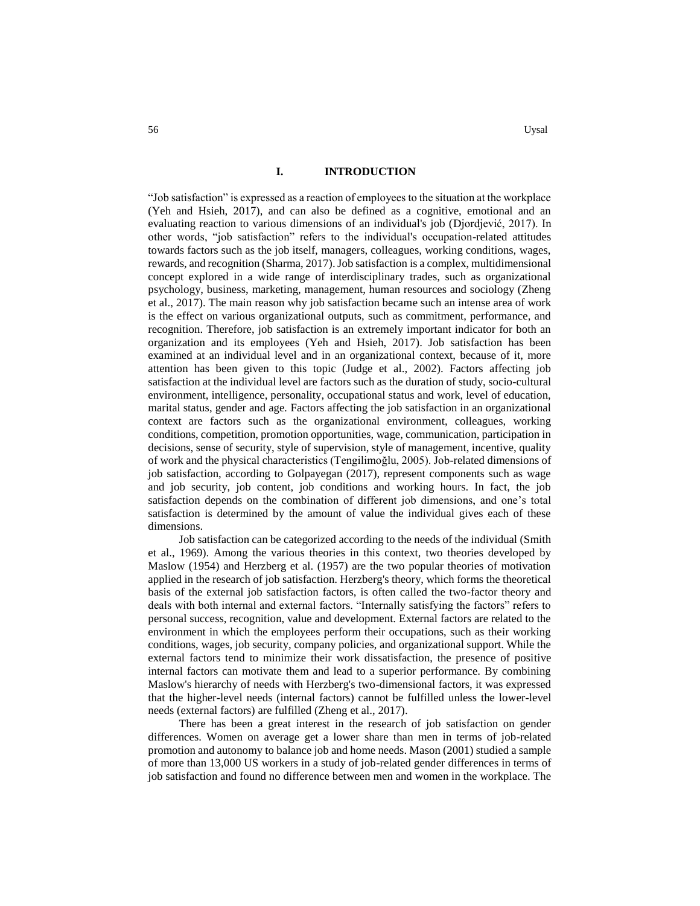## I. INTRODUCTION

"Job satisfaction" is expressed as a reaction of employees to the situation at the workplace (Yeh and Hsieh, 2017), and can also be defined as a cognitive, emotional and an evaluating reaction to various dimensions of an individual's job (Djordjević, 2017). In other words, "job satisfaction" refers to the individual's occupation-related attitudes towards factors such as the job itself, managers, colleagues, working conditions, wages, rewards, and recognition (Sharma, 2017). Job satisfaction is a complex, multidimensional concept explored in a wide range of interdisciplinary trades, such as organizational psychology, business, marketing, management, human resources and sociology (Zheng et al., 2017). The main reason why job satisfaction became such an intense area of work is the effect on various organizational outputs, such as commitment, performance, and recognition. Therefore, job satisfaction is an extremely important indicator for both an organization and its employees (Yeh and Hsieh, 2017). Job satisfaction has been examined at an individual level and in an organizational context, because of it, more attention has been given to this topic (Judge et al., 2002). Factors affecting job satisfaction at the individual level are factors such as the duration of study, socio-cultural environment, intelligence, personality, occupational status and work, level of education, marital status, gender and age. Factors affecting the job satisfaction in an organizational context are factors such as the organizational environment, colleagues, working conditions, competition, promotion opportunities, wage, communication, participation in decisions, sense of security, style of supervision, style of management, incentive, quality of work and the physical characteristics (Tengilimoğlu, 2005). Job-related dimensions of job satisfaction, according to Golpayegan (2017), represent components such as wage and job security, job content, job conditions and working hours. In fact, the job satisfaction depends on the combination of different job dimensions, and one's total satisfaction is determined by the amount of value the individual gives each of these dimensions.

Job satisfaction can be categorized according to the needs of the individual (Smith et al., 1969). Among the various theories in this context, two theories developed by Maslow (1954) and Herzberg et al. (1957) are the two popular theories of motivation applied in the research of job satisfaction. Herzberg's theory, which forms the theoretical basis of the external job satisfaction factors, is often called the two-factor theory and deals with both internal and external factors. "Internally satisfying the factors" refers to personal success, recognition, value and development. External factors are related to the environment in which the employees perform their occupations, such as their working conditions, wages, job security, company policies, and organizational support. While the external factors tend to minimize their work dissatisfaction, the presence of positive internal factors can motivate them and lead to a superior performance. By combining Maslow's hierarchy of needs with Herzberg's two-dimensional factors, it was expressed that the higher-level needs (internal factors) cannot be fulfilled unless the lower-level needs (external factors) are fulfilled (Zheng et al., 2017).

There has been a great interest in the research of job satisfaction on gender differences. Women on average get a lower share than men in terms of job-related promotion and autonomy to balance job and home needs. Mason (2001) studied a sample of more than 13,000 US workers in a study of job-related gender differences in terms of job satisfaction and found no difference between men and women in the workplace. The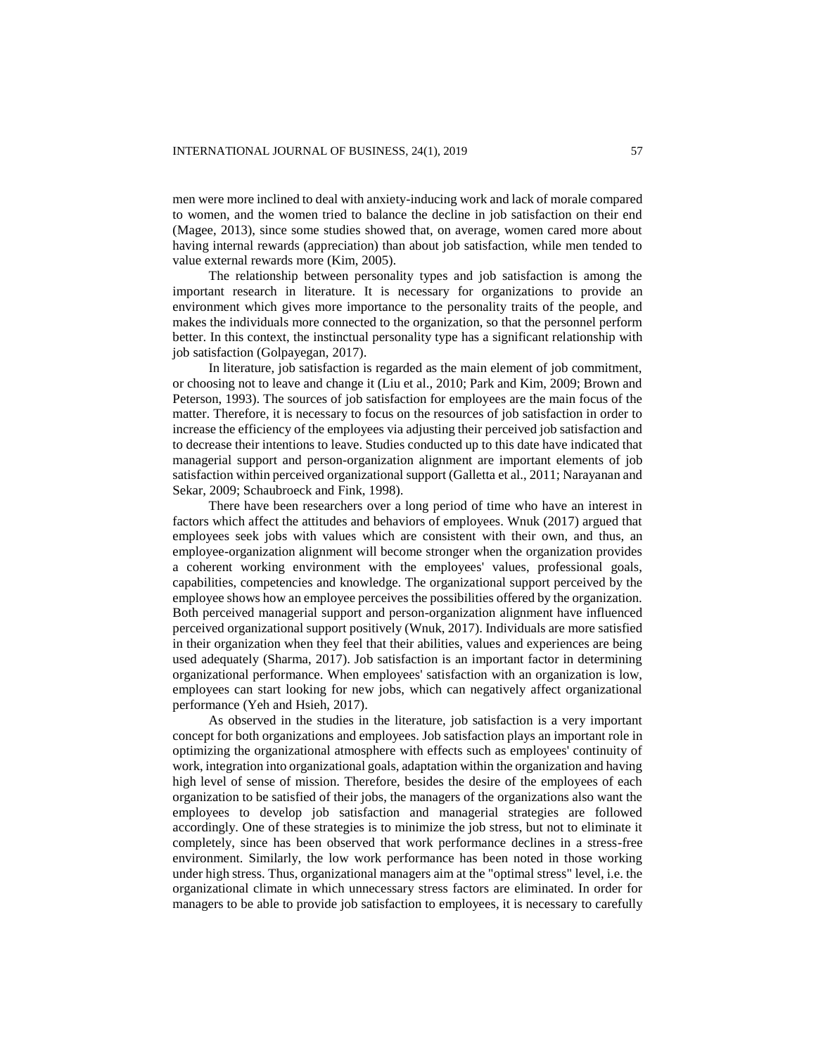men were more inclined to deal with anxiety-inducing work and lack of morale compared to women, and the women tried to balance the decline in job satisfaction on their end (Magee, 2013), since some studies showed that, on average, women cared more about having internal rewards (appreciation) than about job satisfaction, while men tended to value external rewards more (Kim, 2005).

The relationship between personality types and job satisfaction is among the important research in literature. It is necessary for organizations to provide an environment which gives more importance to the personality traits of the people, and makes the individuals more connected to the organization, so that the personnel perform better. In this context, the instinctual personality type has a significant relationship with job satisfaction (Golpayegan, 2017).

In literature, job satisfaction is regarded as the main element of job commitment, or choosing not to leave and change it (Liu et al., 2010; Park and Kim, 2009; Brown and Peterson, 1993). The sources of job satisfaction for employees are the main focus of the matter. Therefore, it is necessary to focus on the resources of job satisfaction in order to increase the efficiency of the employees via adjusting their perceived job satisfaction and to decrease their intentions to leave. Studies conducted up to this date have indicated that managerial support and person-organization alignment are important elements of job satisfaction within perceived organizational support (Galletta et al., 2011; Narayanan and Sekar, 2009; Schaubroeck and Fink, 1998).

There have been researchers over a long period of time who have an interest in factors which affect the attitudes and behaviors of employees. Wnuk (2017) argued that employees seek jobs with values which are consistent with their own, and thus, an employee-organization alignment will become stronger when the organization provides a coherent working environment with the employees' values, professional goals, capabilities, competencies and knowledge. The organizational support perceived by the employee shows how an employee perceives the possibilities offered by the organization. Both perceived managerial support and person-organization alignment have influenced perceived organizational support positively (Wnuk, 2017). Individuals are more satisfied in their organization when they feel that their abilities, values and experiences are being used adequately (Sharma, 2017). Job satisfaction is an important factor in determining organizational performance. When employees' satisfaction with an organization is low, employees can start looking for new jobs, which can negatively affect organizational performance (Yeh and Hsieh, 2017).

As observed in the studies in the literature, job satisfaction is a very important concept for both organizations and employees. Job satisfaction plays an important role in optimizing the organizational atmosphere with effects such as employees' continuity of work, integration into organizational goals, adaptation within the organization and having high level of sense of mission. Therefore, besides the desire of the employees of each organization to be satisfied of their jobs, the managers of the organizations also want the employees to develop job satisfaction and managerial strategies are followed accordingly. One of these strategies is to minimize the job stress, but not to eliminate it completely, since has been observed that work performance declines in a stress-free environment. Similarly, the low work performance has been noted in those working under high stress. Thus, organizational managers aim at the "optimal stress" level, i.e. the organizational climate in which unnecessary stress factors are eliminated. In order for managers to be able to provide job satisfaction to employees, it is necessary to carefully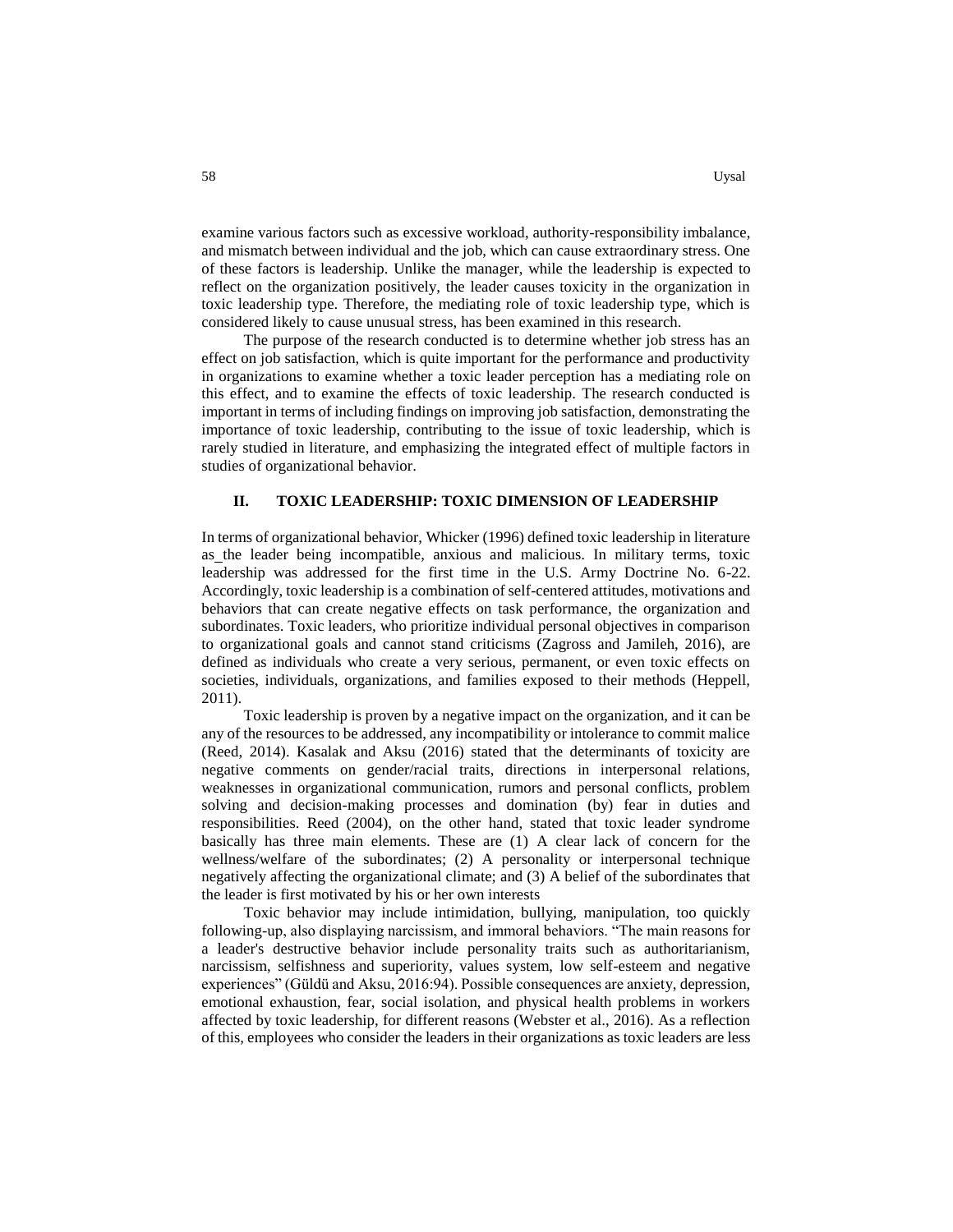examine various factors such as excessive workload, authority-responsibility imbalance, and mismatch between individual and the job, which can cause extraordinary stress. One of these factors is leadership. Unlike the manager, while the leadership is expected to reflect on the organization positively, the leader causes toxicity in the organization in toxic leadership type. Therefore, the mediating role of toxic leadership type, which is considered likely to cause unusual stress, has been examined in this research.

The purpose of the research conducted is to determine whether job stress has an effect on job satisfaction, which is quite important for the performance and productivity in organizations to examine whether a toxic leader perception has a mediating role on this effect, and to examine the effects of toxic leadership. The research conducted is important in terms of including findings on improving job satisfaction, demonstrating the importance of toxic leadership, contributing to the issue of toxic leadership, which is rarely studied in literature, and emphasizing the integrated effect of multiple factors in studies of organizational behavior.

## II. TOXIC LEADERSHIP: TOXIC DIMENSION OF LEADERSHIP

In terms of organizational behavior, Whicker (1996) defined toxic leadership in literature as the leader being incompatible, anxious and malicious. In military terms, toxic leadership was addressed for the first time in the U.S. Army Doctrine No. 6-22. Accordingly, toxic leadership is a combination of self-centered attitudes, motivations and behaviors that can create negative effects on task performance, the organization and subordinates. Toxic leaders, who prioritize individual personal objectives in comparison to organizational goals and cannot stand criticisms (Zagross and Jamileh, 2016), are defined as individuals who create a very serious, permanent, or even toxic effects on societies, individuals, organizations, and families exposed to their methods (Heppell, 2011).

Toxic leadership is proven by a negative impact on the organization, and it can be any of the resources to be addressed, any incompatibility or intolerance to commit malice (Reed, 2014). Kasalak and Aksu (2016) stated that the determinants of toxicity are negative comments on gender/racial traits, directions in interpersonal relations, weaknesses in organizational communication, rumors and personal conflicts, problem solving and decision-making processes and domination (by) fear in duties and responsibilities. Reed (2004), on the other hand, stated that toxic leader syndrome basically has three main elements. These are (1) A clear lack of concern for the wellness/welfare of the subordinates; (2) A personality or interpersonal technique negatively affecting the organizational climate; and (3) A belief of the subordinates that the leader is first motivated by his or her own interests

Toxic behavior may include intimidation, bullying, manipulation, too quickly following-up, also displaying narcissism, and immoral behaviors. "The main reasons for a leader's destructive behavior include personality traits such as authoritarianism, narcissism, selfishness and superiority, values system, low self-esteem and negative experiences" (Güldü and Aksu, 2016:94). Possible consequences are anxiety, depression, emotional exhaustion, fear, social isolation, and physical health problems in workers affected by toxic leadership, for different reasons (Webster et al., 2016). As a reflection of this, employees who consider the leaders in their organizations as toxic leaders are less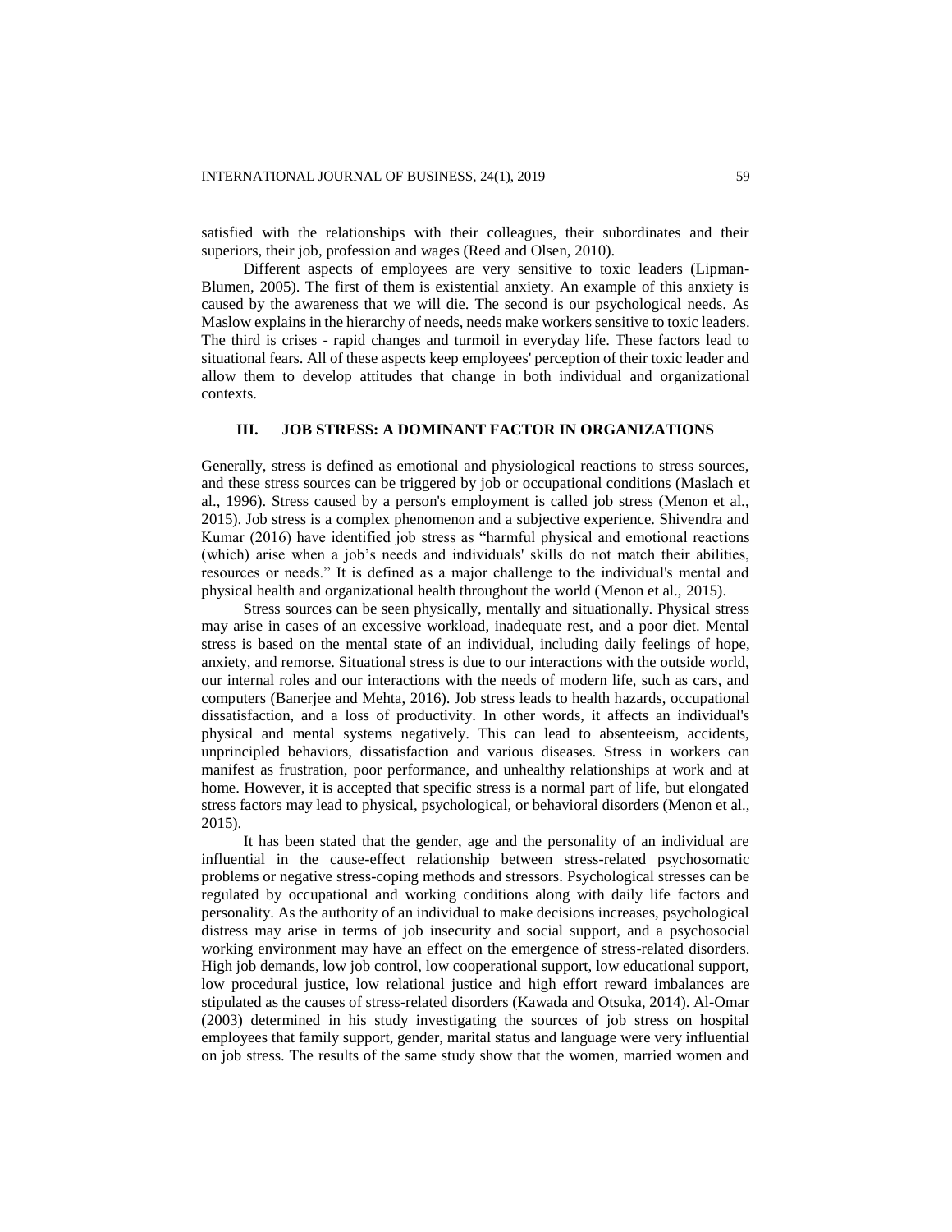satisfied with the relationships with their colleagues, their subordinates and their superiors, their job, profession and wages (Reed and Olsen, 2010).

Different aspects of employees are very sensitive to toxic leaders (Lipman-Blumen, 2005). The first of them is existential anxiety. An example of this anxiety is caused by the awareness that we will die. The second is our psychological needs. As Maslow explains in the hierarchy of needs, needs make workers sensitive to toxic leaders. The third is crises - rapid changes and turmoil in everyday life. These factors lead to situational fears. All of these aspects keep employees' perception of their toxic leader and allow them to develop attitudes that change in both individual and organizational contexts.

## III. JOB STRESS: A DOMINANT FACTOR IN ORGANIZATIONS

Generally, stress is defined as emotional and physiological reactions to stress sources, and these stress sources can be triggered by job or occupational conditions (Maslach et al., 1996). Stress caused by a person's employment is called job stress (Menon et al., 2015). Job stress is a complex phenomenon and a subjective experience. Shivendra and Kumar (2016) have identified job stress as "harmful physical and emotional reactions (which) arise when a job's needs and individuals' skills do not match their abilities, resources or needs." It is defined as a major challenge to the individual's mental and physical health and organizational health throughout the world (Menon et al., 2015).

Stress sources can be seen physically, mentally and situationally. Physical stress may arise in cases of an excessive workload, inadequate rest, and a poor diet. Mental stress is based on the mental state of an individual, including daily feelings of hope, anxiety, and remorse. Situational stress is due to our interactions with the outside world, our internal roles and our interactions with the needs of modern life, such as cars, and computers (Banerjee and Mehta, 2016). Job stress leads to health hazards, occupational dissatisfaction, and a loss of productivity. In other words, it affects an individual's physical and mental systems negatively. This can lead to absenteeism, accidents, unprincipled behaviors, dissatisfaction and various diseases. Stress in workers can manifest as frustration, poor performance, and unhealthy relationships at work and at home. However, it is accepted that specific stress is a normal part of life, but elongated stress factors may lead to physical, psychological, or behavioral disorders (Menon et al., 2015).

It has been stated that the gender, age and the personality of an individual are influential in the cause-effect relationship between stress-related psychosomatic problems or negative stress-coping methods and stressors. Psychological stresses can be regulated by occupational and working conditions along with daily life factors and personality. As the authority of an individual to make decisions increases, psychological distress may arise in terms of job insecurity and social support, and a psychosocial working environment may have an effect on the emergence of stress-related disorders. High job demands, low job control, low cooperational support, low educational support, low procedural justice, low relational justice and high effort reward imbalances are stipulated as the causes of stress-related disorders (Kawada and Otsuka, 2014). Al-Omar (2003) determined in his study investigating the sources of job stress on hospital employees that family support, gender, marital status and language were very influential on job stress. The results of the same study show that the women, married women and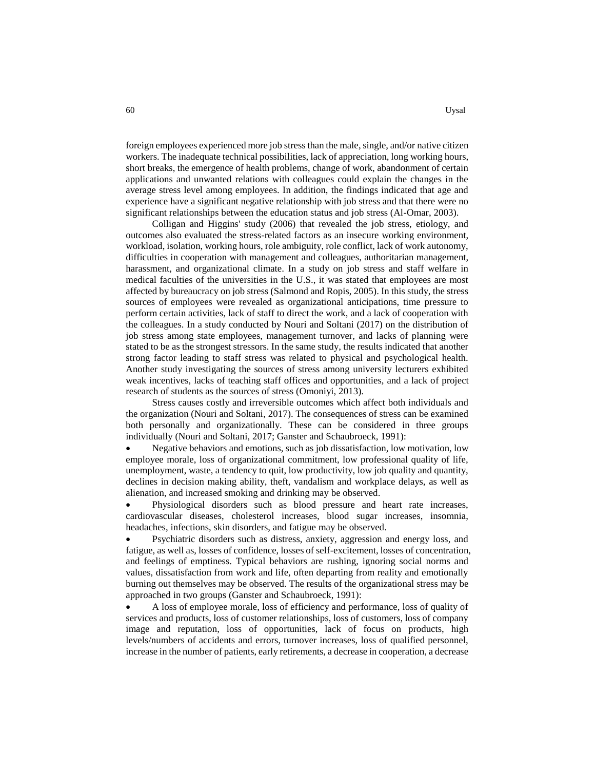foreign employees experienced more job stress than the male, single, and/or native citizen workers. The inadequate technical possibilities, lack of appreciation, long working hours, short breaks, the emergence of health problems, change of work, abandonment of certain applications and unwanted relations with colleagues could explain the changes in the average stress level among employees. In addition, the findings indicated that age and experience have a significant negative relationship with job stress and that there were no significant relationships between the education status and job stress (Al-Omar, 2003).

Colligan and Higgins' study (2006) that revealed the job stress, etiology, and outcomes also evaluated the stress-related factors as an insecure working environment, workload, isolation, working hours, role ambiguity, role conflict, lack of work autonomy, difficulties in cooperation with management and colleagues, authoritarian management, harassment, and organizational climate. In a study on job stress and staff welfare in medical faculties of the universities in the U.S., it was stated that employees are most affected by bureaucracy on job stress (Salmond and Ropis, 2005). In this study, the stress sources of employees were revealed as organizational anticipations, time pressure to perform certain activities, lack of staff to direct the work, and a lack of cooperation with the colleagues. In a study conducted by Nouri and Soltani (2017) on the distribution of job stress among state employees, management turnover, and lacks of planning were stated to be as the strongest stressors. In the same study, the results indicated that another strong factor leading to staff stress was related to physical and psychological health. Another study investigating the sources of stress among university lecturers exhibited weak incentives, lacks of teaching staff offices and opportunities, and a lack of project research of students as the sources of stress (Omoniyi, 2013).

Stress causes costly and irreversible outcomes which affect both individuals and the organization (Nouri and Soltani, 2017). The consequences of stress can be examined both personally and organizationally. These can be considered in three groups individually (Nouri and Soltani, 2017; Ganster and Schaubroeck, 1991):

- Negative behaviors and emotions, such as job dissatisfaction, low motivation, low employee morale, loss of organizational commitment, low professional quality of life, unemployment, waste, a tendency to quit, low productivity, low job quality and quantity, declines in decision making ability, theft, vandalism and workplace delays, as well as alienation, and increased smoking and drinking may be observed.
- Physiological disorders such as blood pressure and heart rate increases, cardiovascular diseases, cholesterol increases, blood sugar increases, insomnia, headaches, infections, skin disorders, and fatigue may be observed.
- Psychiatric disorders such as distress, anxiety, aggression and energy loss, and fatigue, as well as, losses of confidence, losses of self-excitement, losses of concentration, and feelings of emptiness. Typical behaviors are rushing, ignoring social norms and values, dissatisfaction from work and life, often departing from reality and emotionally burning out themselves may be observed. The results of the organizational stress may be approached in two groups (Ganster and Schaubroeck, 1991):
- A loss of employee morale, loss of efficiency and performance, loss of quality of services and products, loss of customer relationships, loss of customers, loss of company image and reputation, loss of opportunities, lack of focus on products, high levels/numbers of accidents and errors, turnover increases, loss of qualified personnel, increase in the number of patients, early retirements, a decrease in cooperation, a decrease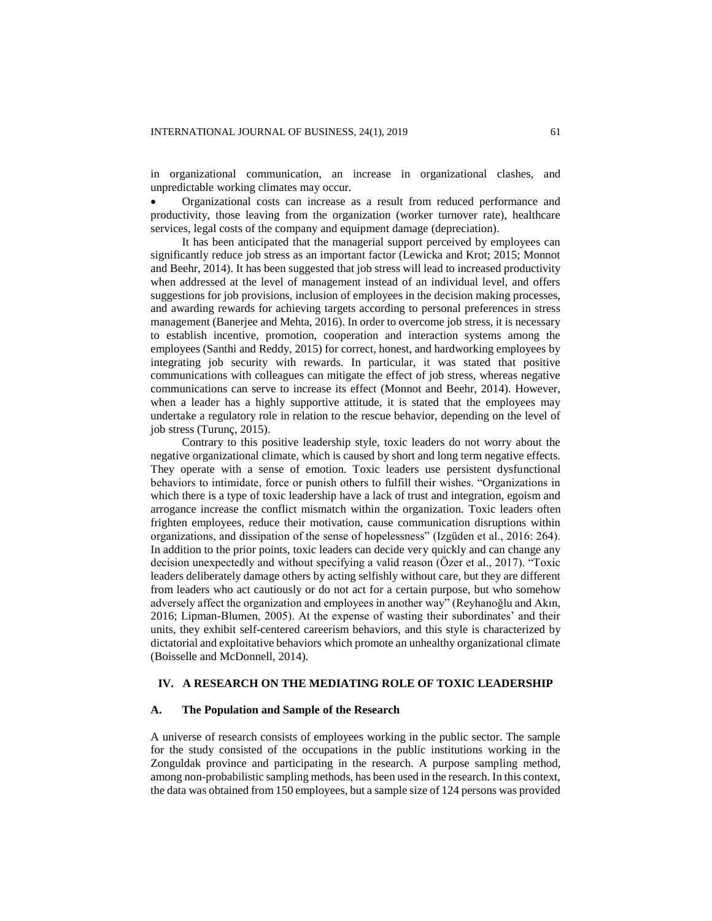in organizational communication, an increase in organizational clashes, and unpredictable working climates may occur.

- Organizational costs can increase as a result from reduced performance and productivity, those leaving from the organization (worker turnover rate), healthcare services, legal costs of the company and equipment damage (depreciation).

It has been anticipated that the managerial support perceived by employees can significantly reduce job stress as an important factor (Lewicka and Krot; 2015; Monnot and Beehr, 2014). It has been suggested that job stress will lead to increased productivity when addressed at the level of management instead of an individual level, and offers suggestions for job provisions, inclusion of employees in the decision making processes, and awarding rewards for achieving targets according to personal preferences in stress management (Banerjee and Mehta, 2016). In order to overcome job stress, it is necessary to establish incentive, promotion, cooperation and interaction systems among the employees (Santhi and Reddy, 2015) for correct, honest, and hardworking employees by integrating job security with rewards. In particular, it was stated that positive communications with colleagues can mitigate the effect of job stress, whereas negative communications can serve to increase its effect (Monnot and Beehr, 2014). However, when a leader has a highly supportive attitude, it is stated that the employees may undertake a regulatory role in relation to the rescue behavior, depending on the level of job stress (Turunç, 2015).

Contrary to this positive leadership style, toxic leaders do not worry about the negative organizational climate, which is caused by short and long term negative effects. They operate with a sense of emotion. Toxic leaders use persistent dysfunctional behaviors to intimidate, force or punish others to fulfill their wishes. "Organizations in which there is a type of toxic leadership have a lack of trust and integration, egoism and arrogance increase the conflict mismatch within the organization. Toxic leaders often frighten employees, reduce their motivation, cause communication disruptions within organizations, and dissipation of the sense of hopelessness" (Izgüden et al., 2016: 264). In addition to the prior points, toxic leaders can decide very quickly and can change any decision unexpectedly and without specifying a valid reason (Özer et al., 2017). "Toxic leaders deliberately damage others by acting selfishly without care, but they are different from leaders who act cautiously or do not act for a certain purpose, but who somehow adversely affect the organization and employees in another way" (Reyhanoğlu and Akın, 2016; Lipman-Blumen, 2005). At the expense of wasting their subordinates' and their units, they exhibit self-centered careerism behaviors, and this style is characterized by dictatorial and exploitative behaviors which promote an unhealthy organizational climate (Boisselle and McDonnell, 2014).

## IV. A RESEARCH ON THE MEDIATING ROLE OF TOXIC LEADERSHIP

### A. The Population and Sample of the Research

A universe of research consists of employees working in the public sector. The sample for the study consisted of the occupations in the public institutions working in the Zonguldak province and participating in the research. A purpose sampling method, among non-probabilistic sampling methods, has been used in the research. In this context, the data was obtained from 150 employees, but a sample size of 124 persons was provided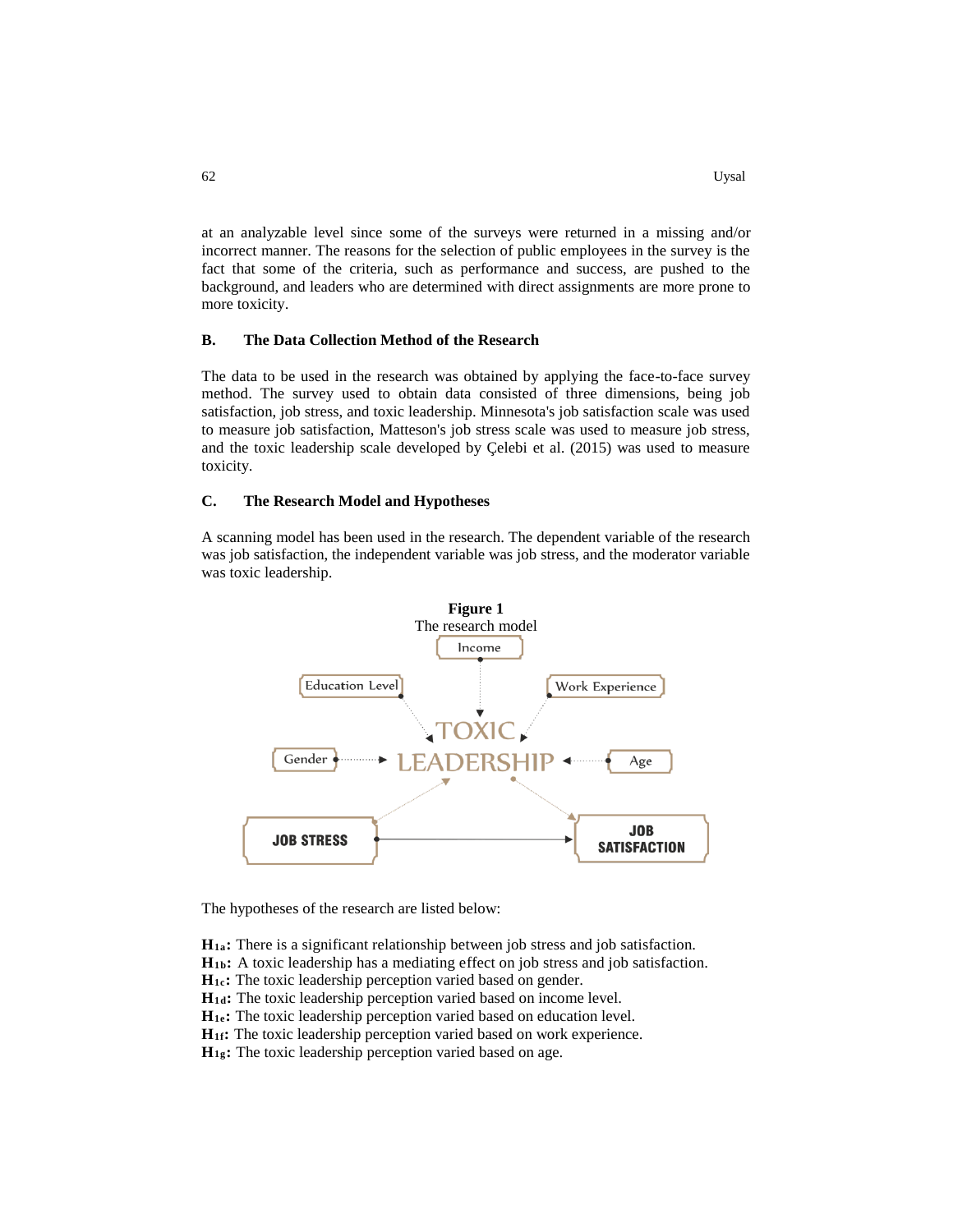at an analyzable level since some of the surveys were returned in a missing and/or incorrect manner. The reasons for the selection of public employees in the survey is the fact that some of the criteria, such as performance and success, are pushed to the background, and leaders who are determined with direct assignments are more prone to more toxicity.

### B. The Data Collection Method of the Research

The data to be used in the research was obtained by applying the face-to-face survey method. The survey used to obtain data consisted of three dimensions, being job satisfaction, job stress, and toxic leadership. Minnesota's job satisfaction scale was used to measure job satisfaction, Matteson's job stress scale was used to measure job stress, and the toxic leadership scale developed by Çelebi et al. (2015) was used to measure toxicity.

### C. The Research Model and Hypotheses

A scanning model has been used in the research. The dependent variable of the research was job satisfaction, the independent variable was job stress, and the moderator variable was toxic leadership.

**Figure 1**
The research model

Income

Education Level

Work Experience

TOXIC LEADERSHIP

Gender

Age

JOB STRESS

JOB SATISFACTION

The hypotheses of the research are listed below:

**$H_{1a}$:** There is a significant relationship between job stress and job satisfaction.
**$H_{1b}$:** A toxic leadership has a mediating effect on job stress and job satisfaction.
**$H_{1c}$:** The toxic leadership perception varied based on gender.
**$H_{1d}$:** The toxic leadership perception varied based on income level.
**$H_{1e}$:** The toxic leadership perception varied based on education level.
**$H_{1f}$:** The toxic leadership perception varied based on work experience.
**$H_{1g}$:** The toxic leadership perception varied based on age.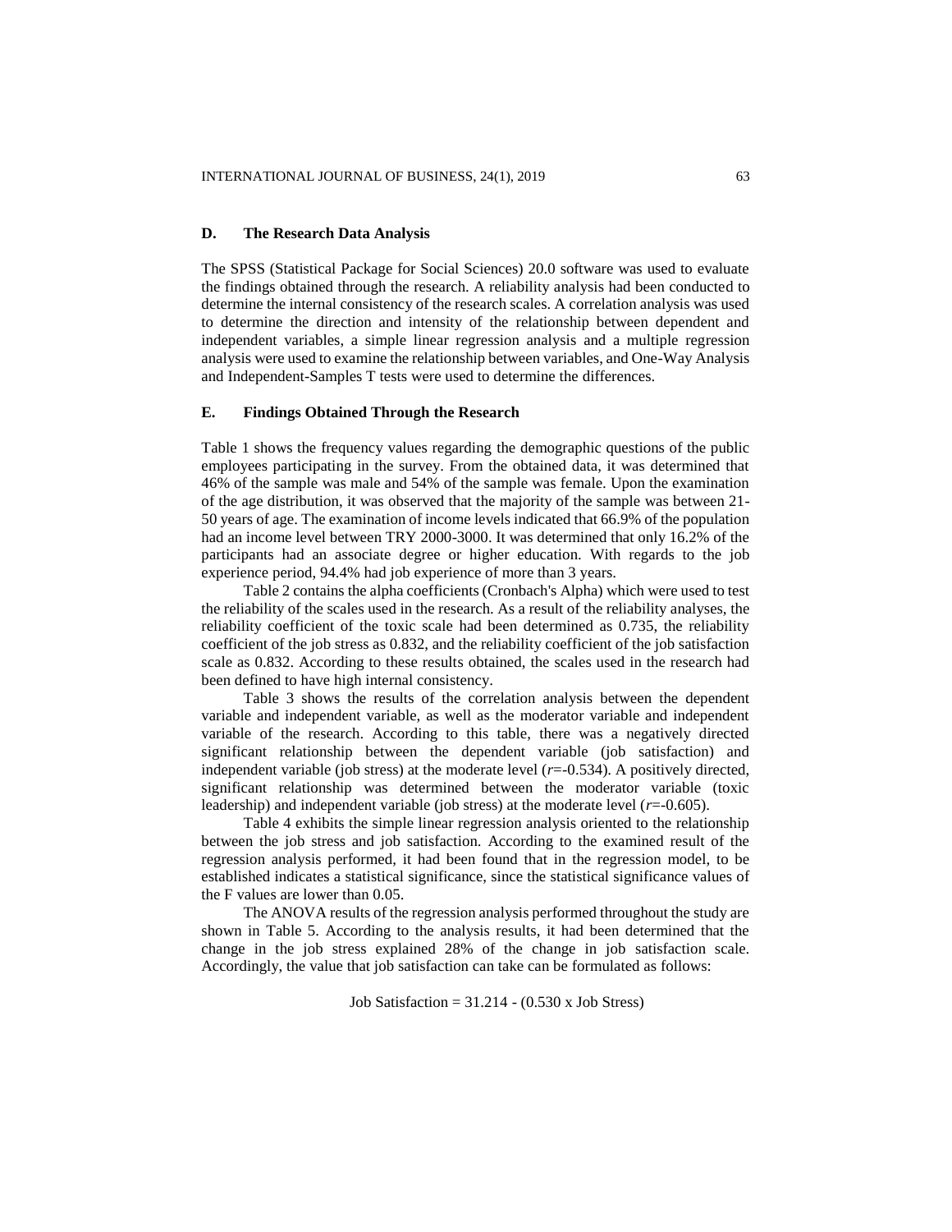## D. The Research Data Analysis

The SPSS (Statistical Package for Social Sciences) 20.0 software was used to evaluate the findings obtained through the research. A reliability analysis had been conducted to determine the internal consistency of the research scales. A correlation analysis was used to determine the direction and intensity of the relationship between dependent and independent variables, a simple linear regression analysis and a multiple regression analysis were used to examine the relationship between variables, and One-Way Analysis and Independent-Samples T tests were used to determine the differences.

## E. Findings Obtained Through the Research

Table 1 shows the frequency values regarding the demographic questions of the public employees participating in the survey. From the obtained data, it was determined that 46% of the sample was male and 54% of the sample was female. Upon the examination of the age distribution, it was observed that the majority of the sample was between 21-50 years of age. The examination of income levels indicated that 66.9% of the population had an income level between TRY 2000-3000. It was determined that only 16.2% of the participants had an associate degree or higher education. With regards to the job experience period, 94.4% had job experience of more than 3 years.

Table 2 contains the alpha coefficients (Cronbach's Alpha) which were used to test the reliability of the scales used in the research. As a result of the reliability analyses, the reliability coefficient of the toxic scale had been determined as 0.735, the reliability coefficient of the job stress as 0.832, and the reliability coefficient of the job satisfaction scale as 0.832. According to these results obtained, the scales used in the research had been defined to have high internal consistency.

Table 3 shows the results of the correlation analysis between the dependent variable and independent variable, as well as the moderator variable and independent variable of the research. According to this table, there was a negatively directed significant relationship between the dependent variable (job satisfaction) and independent variable (job stress) at the moderate level ($r$=-0.534). A positively directed, significant relationship was determined between the moderator variable (toxic leadership) and independent variable (job stress) at the moderate level ($r$=-0.605).

Table 4 exhibits the simple linear regression analysis oriented to the relationship between the job stress and job satisfaction. According to the examined result of the regression analysis performed, it had been found that in the regression model, to be established indicates a statistical significance, since the statistical significance values of the F values are lower than 0.05.

The ANOVA results of the regression analysis performed throughout the study are shown in Table 5. According to the analysis results, it had been determined that the change in the job stress explained 28% of the change in job satisfaction scale. Accordingly, the value that job satisfaction can take can be formulated as follows:

$$\text{Job Satisfaction} = 31.214 - (0.530 \times \text{Job Stress})$$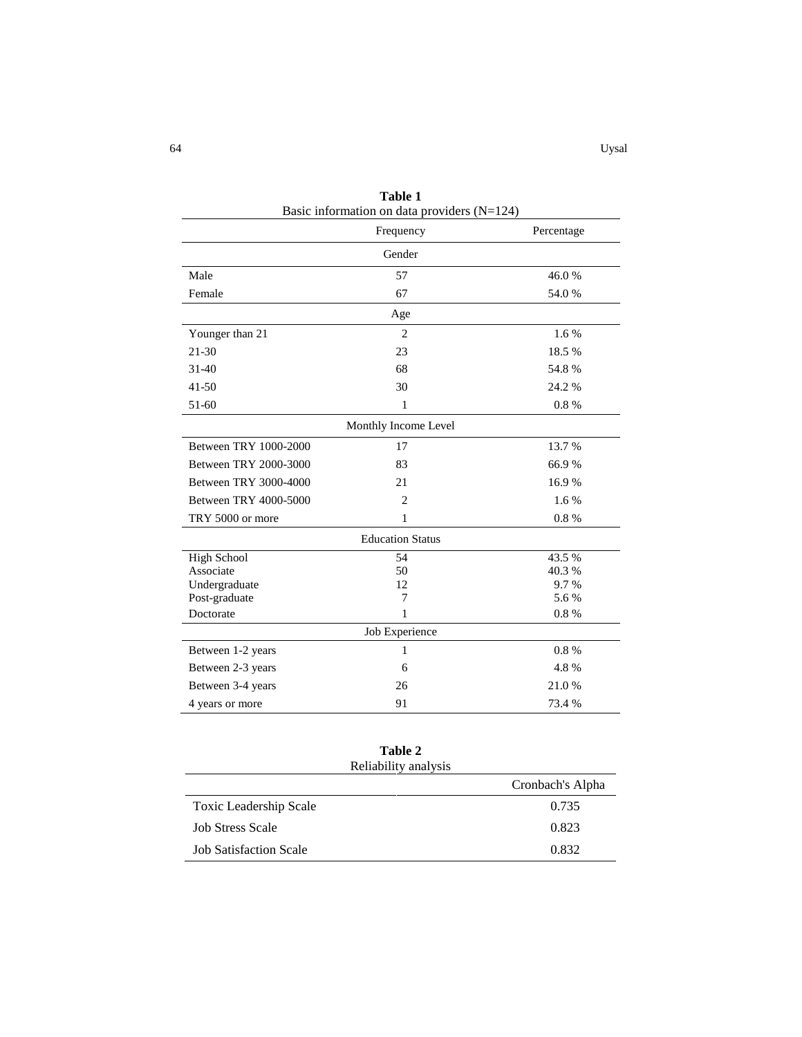**Table 1**
Basic information on data providers (N=124)

| | Frequency | Percentage |
|---|---|---|
| | Gender | |
| Male | 57 | 46.0 % |
| Female | 67 | 54.0 % |
| | Age | |
| Younger than 21 | 2 | 1.6 % |
| 21-30 | 23 | 18.5 % |
| 31-40 | 68 | 54.8 % |
| 41-50 | 30 | 24.2 % |
| 51-60 | 1 | 0.8 % |
| | Monthly Income Level | |
| Between TRY 1000-2000 | 17 | 13.7 % |
| Between TRY 2000-3000 | 83 | 66.9 % |
| Between TRY 3000-4000 | 21 | 16.9 % |
| Between TRY 4000-5000 | 2 | 1.6 % |
| TRY 5000 or more | 1 | 0.8 % |
| | Education Status | |
| High School | 54 | 43.5 % |
| Associate | 50 | 40.3 % |
| Undergraduate | 12 | 9.7 % |
| Post-graduate | 7 | 5.6 % |
| Doctorate | 1 | 0.8 % |
| | Job Experience | |
| Between 1-2 years | 1 | 0.8 % |
| Between 2-3 years | 6 | 4.8 % |
| Between 3-4 years | 26 | 21.0 % |
| 4 years or more | 91 | 73.4 % |

**Table 2**
Reliability analysis

| | Cronbach's Alpha |
|---|---|
| Toxic Leadership Scale | 0.735 |
| Job Stress Scale | 0.823 |
| Job Satisfaction Scale | 0.832 |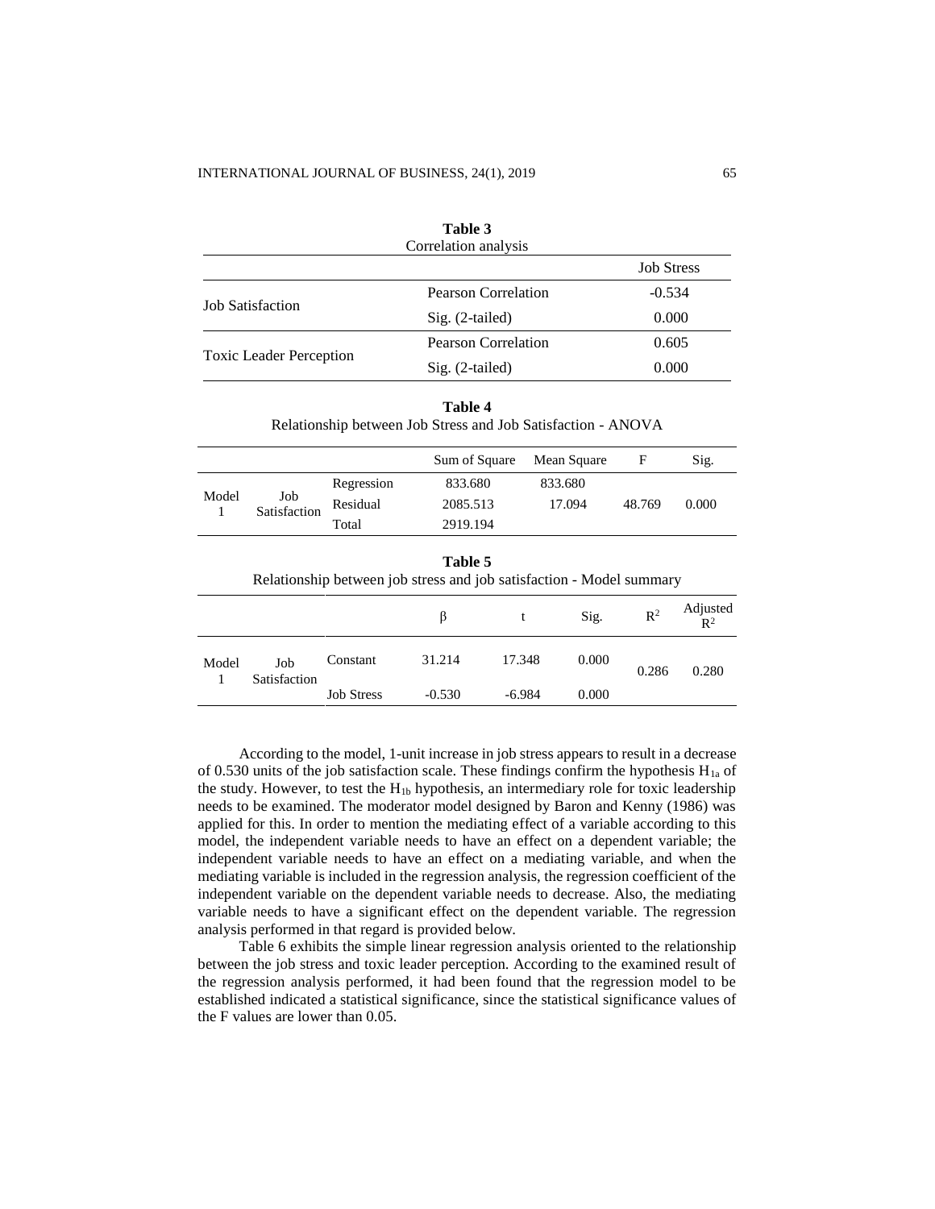**Table 3**
Correlation analysis

| | | Job Stress |
|---|---|---|
| Job Satisfaction | Pearson Correlation | -0.534 |
| | Sig. (2-tailed) | 0.000 |
| Toxic Leader Perception | Pearson Correlation | 0.605 |
| | Sig. (2-tailed) | 0.000 |

**Table 4**
Relationship between Job Stress and Job Satisfaction - ANOVA

| | | | Sum of Square | Mean Square | F | Sig. |
|---|---|---|---|---|---|---|
| Model 1 | Job Satisfaction | Regression | 833.680 | 833.680 | 48.769 | 0.000 |
| | | Residual | 2085.513 | 17.094 | | |
| | | Total | 2919.194 | | | |

**Table 5**
Relationship between job stress and job satisfaction - Model summary

| | | | β | t | Sig. | $R^2$ | Adjusted $R^2$ |
|---|---|---|---|---|---|---|---|
| Model 1 | Job Satisfaction | Constant | 31.214 | 17.348 | 0.000 | 0.286 | 0.280 |
| | | Job Stress | -0.530 | -6.984 | 0.000 | | |

According to the model, 1-unit increase in job stress appears to result in a decrease of 0.530 units of the job satisfaction scale. These findings confirm the hypothesis $H_{1a}$ of the study. However, to test the $H_{1b}$ hypothesis, an intermediary role for toxic leadership needs to be examined. The moderator model designed by Baron and Kenny (1986) was applied for this. In order to mention the mediating effect of a variable according to this model, the independent variable needs to have an effect on a dependent variable; the independent variable needs to have an effect on a mediating variable, and when the mediating variable is included in the regression analysis, the regression coefficient of the independent variable on the dependent variable needs to decrease. Also, the mediating variable needs to have a significant effect on the dependent variable. The regression analysis performed in that regard is provided below.

Table 6 exhibits the simple linear regression analysis oriented to the relationship between the job stress and toxic leader perception. According to the examined result of the regression analysis performed, it had been found that the regression model to be established indicated a statistical significance, since the statistical significance values of the F values are lower than 0.05.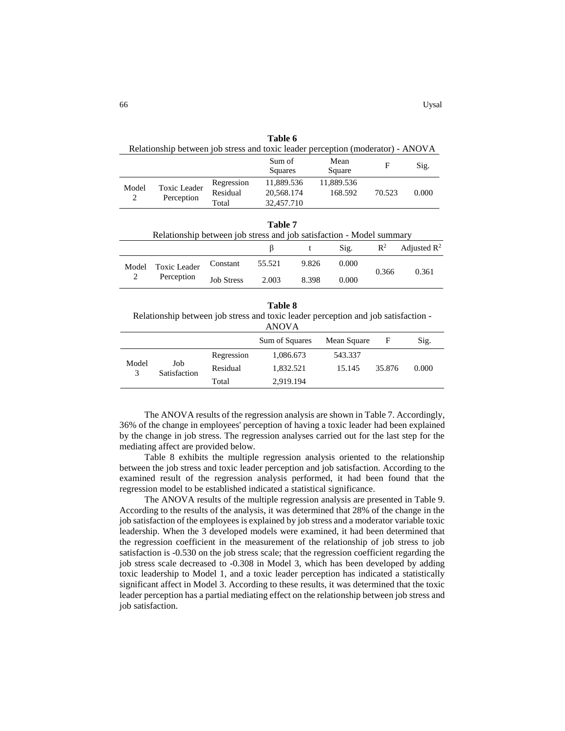**Table 6**

Relationship between job stress and toxic leader perception (moderator) - ANOVA

| | | | Sum of Squares | Mean Square | F | Sig. |
|---|---|---|---|---|---|---|
| Model 2 | Toxic Leader Perception | Regression | 11,889.536 | 11,889.536 | 70.523 | 0.000 |
| | | Residual | 20,568.174 | 168.592 | | |
| | | Total | 32,457.710 | | | |

**Table 7**

Relationship between job stress and job satisfaction - Model summary

| | | | β | t | Sig. | $R^2$ | Adjusted $R^2$ |
|---|---|---|---|---|---|---|---|
| Model 2 | Toxic Leader Perception | Constant | 55.521 | 9.826 | 0.000 | 0.366 | 0.361 |
| | | Job Stress | 2.003 | 8.398 | 0.000 | | |

**Table 8**

Relationship between job stress and toxic leader perception and job satisfaction - ANOVA

| | | | Sum of Squares | Mean Square | F | Sig. |
|---|---|---|---|---|---|---|
| Model 3 | Job Satisfaction | Regression | 1,086.673 | 543.337 | 35.876 | 0.000 |
| | | Residual | 1,832.521 | 15.145 | | |
| | | Total | 2,919.194 | | | |

The ANOVA results of the regression analysis are shown in Table 7. Accordingly, 36% of the change in employees' perception of having a toxic leader had been explained by the change in job stress. The regression analyses carried out for the last step for the mediating affect are provided below.

Table 8 exhibits the multiple regression analysis oriented to the relationship between the job stress and toxic leader perception and job satisfaction. According to the examined result of the regression analysis performed, it had been found that the regression model to be established indicated a statistical significance.

The ANOVA results of the multiple regression analysis are presented in Table 9. According to the results of the analysis, it was determined that 28% of the change in the job satisfaction of the employees is explained by job stress and a moderator variable toxic leadership. When the 3 developed models were examined, it had been determined that the regression coefficient in the measurement of the relationship of job stress to job satisfaction is -0.530 on the job stress scale; that the regression coefficient regarding the job stress scale decreased to -0.308 in Model 3, which has been developed by adding toxic leadership to Model 1, and a toxic leader perception has indicated a statistically significant affect in Model 3. According to these results, it was determined that the toxic leader perception has a partial mediating effect on the relationship between job stress and job satisfaction.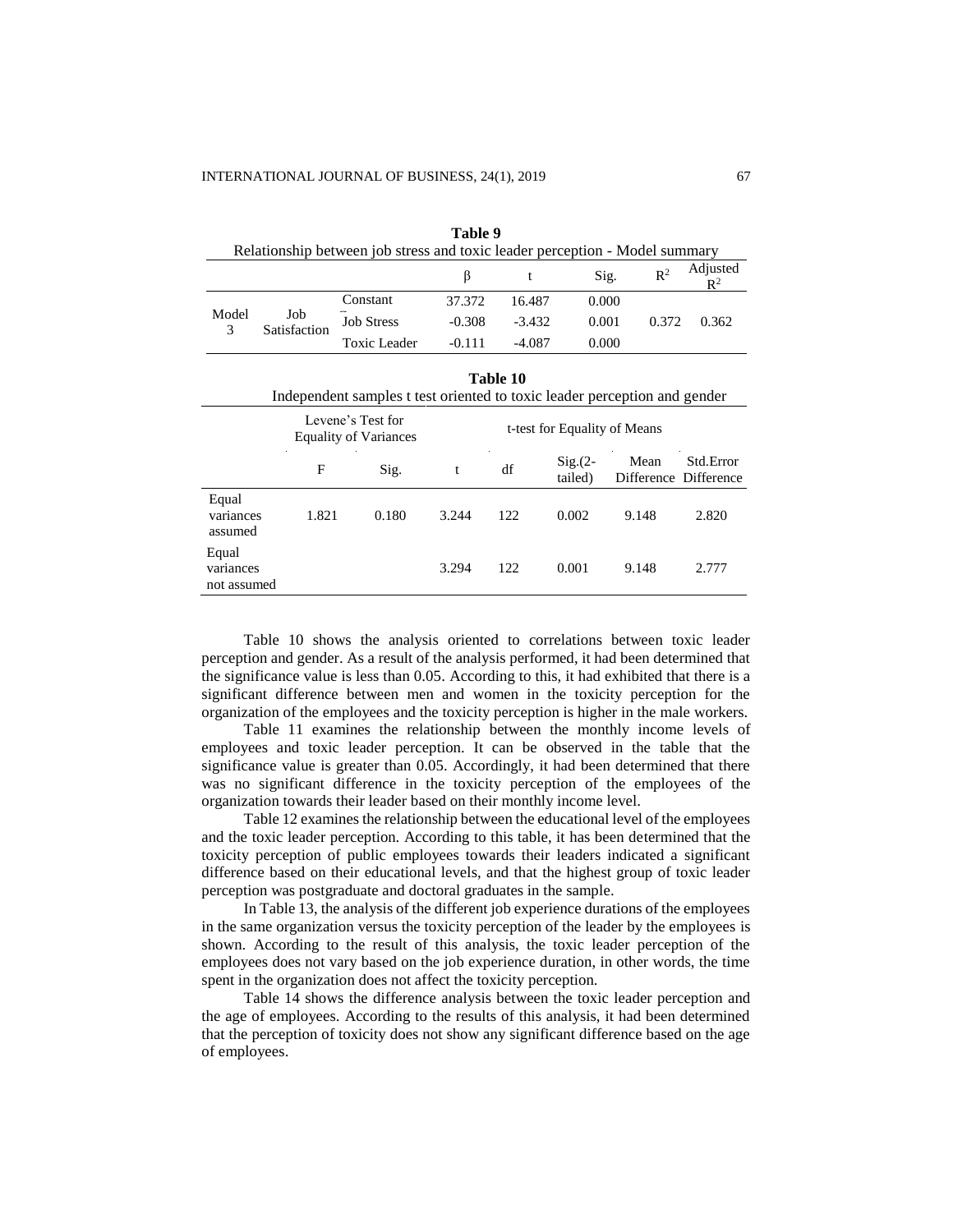**Table 9**

Relationship between job stress and toxic leader perception - Model summary

| | | | β | t | Sig. | $R^2$ | Adjusted $R^2$ |
|---|---|---|---|---|---|---|---|
| Model 3 | Job Satisfaction | Constant | 37.372 | 16.487 | 0.000 | 0.372 | 0.362 |
| | | Job Stress | -0.308 | -3.432 | 0.001 | | |
| | | Toxic Leader | -0.111 | -4.087 | 0.000 | | |

**Table 10**

Independent samples t test oriented to toxic leader perception and gender

| | Levene's Test for Equality of Variances | | t-test for Equality of Means | | | | |
|---|---|---|---|---|---|---|---|
| | F | Sig. | t | df | Sig.(2-tailed) | Mean Difference | Std.Error Difference |
| Equal variances assumed | 1.821 | 0.180 | 3.244 | 122 | 0.002 | 9.148 | 2.820 |
| Equal variances not assumed | | | 3.294 | 122 | 0.001 | 9.148 | 2.777 |

Table 10 shows the analysis oriented to correlations between toxic leader perception and gender. As a result of the analysis performed, it had been determined that the significance value is less than 0.05. According to this, it had exhibited that there is a significant difference between men and women in the toxicity perception for the organization of the employees and the toxicity perception is higher in the male workers.

Table 11 examines the relationship between the monthly income levels of employees and toxic leader perception. It can be observed in the table that the significance value is greater than 0.05. Accordingly, it had been determined that there was no significant difference in the toxicity perception of the employees of the organization towards their leader based on their monthly income level.

Table 12 examines the relationship between the educational level of the employees and the toxic leader perception. According to this table, it has been determined that the toxicity perception of public employees towards their leaders indicated a significant difference based on their educational levels, and that the highest group of toxic leader perception was postgraduate and doctoral graduates in the sample.

In Table 13, the analysis of the different job experience durations of the employees in the same organization versus the toxicity perception of the leader by the employees is shown. According to the result of this analysis, the toxic leader perception of the employees does not vary based on the job experience duration, in other words, the time spent in the organization does not affect the toxicity perception.

Table 14 shows the difference analysis between the toxic leader perception and the age of employees. According to the results of this analysis, it had been determined that the perception of toxicity does not show any significant difference based on the age of employees.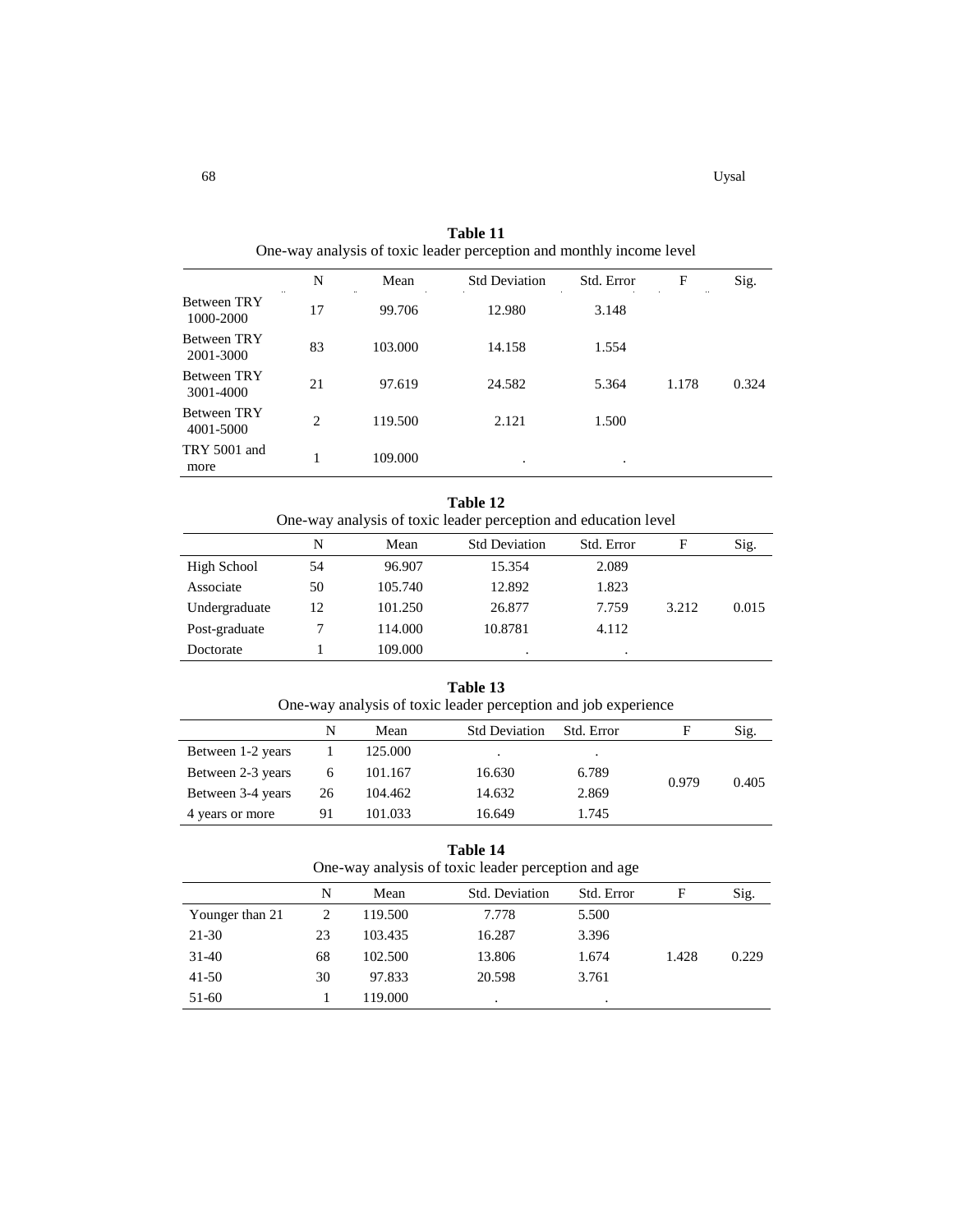**Table 11**
One-way analysis of toxic leader perception and monthly income level

| | N | Mean | Std Deviation | Std. Error | F | Sig. |
|---|---|---|---|---|---|---|
| Between TRY 1000-2000 | 17 | 99.706 | 12.980 | 3.148 | | |
| Between TRY 2001-3000 | 83 | 103.000 | 14.158 | 1.554 | | |
| Between TRY 3001-4000 | 21 | 97.619 | 24.582 | 5.364 | 1.178 | 0.324 |
| Between TRY 4001-5000 | 2 | 119.500 | 2.121 | 1.500 | | |
| TRY 5001 and more | 1 | 109.000 | . | . | | |

**Table 12**
One-way analysis of toxic leader perception and education level

| | N | Mean | Std Deviation | Std. Error | F | Sig. |
|---|---|---|---|---|---|---|
| High School | 54 | 96.907 | 15.354 | 2.089 | | |
| Associate | 50 | 105.740 | 12.892 | 1.823 | | |
| Undergraduate | 12 | 101.250 | 26.877 | 7.759 | 3.212 | 0.015 |
| Post-graduate | 7 | 114.000 | 10.8781 | 4.112 | | |
| Doctorate | 1 | 109.000 | . | . | | |

**Table 13**
One-way analysis of toxic leader perception and job experience

| | N | Mean | Std Deviation | Std. Error | F | Sig. |
|---|---|---|---|---|---|---|
| Between 1-2 years | 1 | 125.000 | . | . | | |
| Between 2-3 years | 6 | 101.167 | 16.630 | 6.789 | 0.979 | 0.405 |
| Between 3-4 years | 26 | 104.462 | 14.632 | 2.869 | | |
| 4 years or more | 91 | 101.033 | 16.649 | 1.745 | | |

**Table 14**
One-way analysis of toxic leader perception and age

| | N | Mean | Std. Deviation | Std. Error | F | Sig. |
|---|---|---|---|---|---|---|
| Younger than 21 | 2 | 119.500 | 7.778 | 5.500 | | |
| 21-30 | 23 | 103.435 | 16.287 | 3.396 | | |
| 31-40 | 68 | 102.500 | 13.806 | 1.674 | 1.428 | 0.229 |
| 41-50 | 30 | 97.833 | 20.598 | 3.761 | | |
| 51-60 | 1 | 119.000 | . | . | | |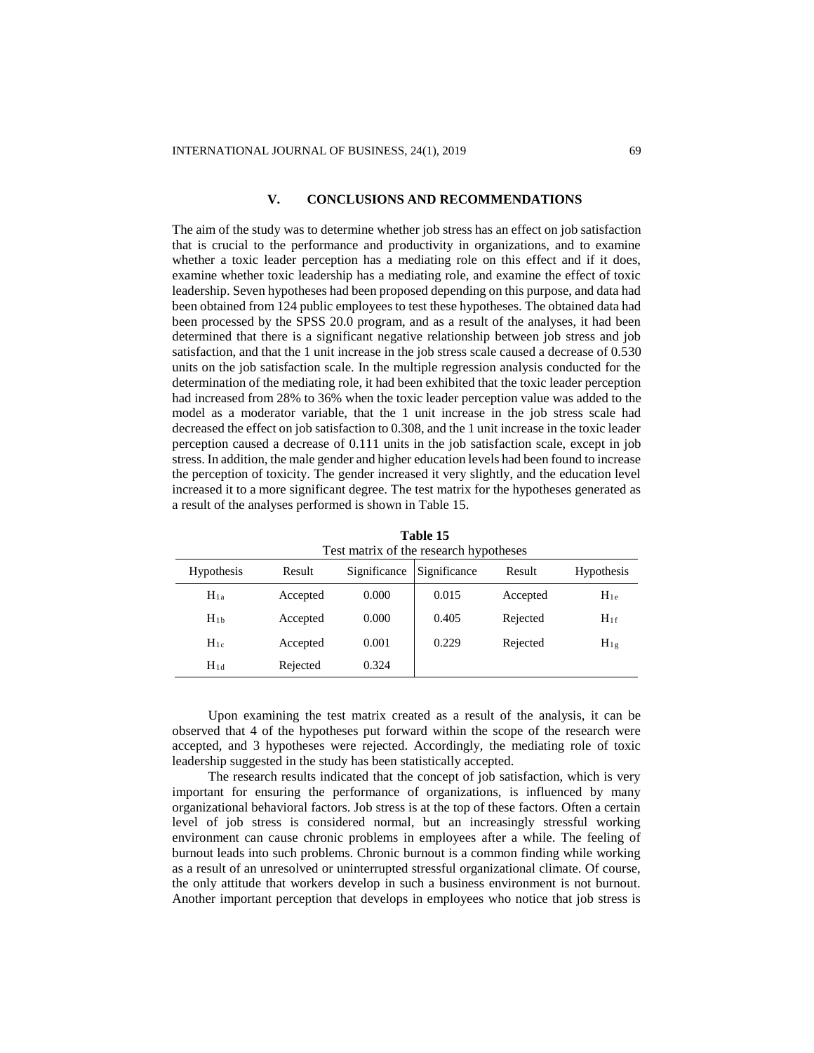## V. CONCLUSIONS AND RECOMMENDATIONS

The aim of the study was to determine whether job stress has an effect on job satisfaction that is crucial to the performance and productivity in organizations, and to examine whether a toxic leader perception has a mediating role on this effect and if it does, examine whether toxic leadership has a mediating role, and examine the effect of toxic leadership. Seven hypotheses had been proposed depending on this purpose, and data had been obtained from 124 public employees to test these hypotheses. The obtained data had been processed by the SPSS 20.0 program, and as a result of the analyses, it had been determined that there is a significant negative relationship between job stress and job satisfaction, and that the 1 unit increase in the job stress scale caused a decrease of 0.530 units on the job satisfaction scale. In the multiple regression analysis conducted for the determination of the mediating role, it had been exhibited that the toxic leader perception had increased from 28% to 36% when the toxic leader perception value was added to the model as a moderator variable, that the 1 unit increase in the job stress scale had decreased the effect on job satisfaction to 0.308, and the 1 unit increase in the toxic leader perception caused a decrease of 0.111 units in the job satisfaction scale, except in job stress. In addition, the male gender and higher education levels had been found to increase the perception of toxicity. The gender increased it very slightly, and the education level increased it to a more significant degree. The test matrix for the hypotheses generated as a result of the analyses performed is shown in Table 15.

**Table 15**
Test matrix of the research hypotheses

| Hypothesis | Result | Significance | Significance | Result | Hypothesis |
|---|---|---|---|---|---|
| $H_{1a}$ | Accepted | 0.000 | 0.015 | Accepted | $H_{1e}$ |
| $H_{1b}$ | Accepted | 0.000 | 0.405 | Rejected | $H_{1f}$ |
| $H_{1c}$ | Accepted | 0.001 | 0.229 | Rejected | $H_{1g}$ |
| $H_{1d}$ | Rejected | 0.324 | | | |

Upon examining the test matrix created as a result of the analysis, it can be observed that 4 of the hypotheses put forward within the scope of the research were accepted, and 3 hypotheses were rejected. Accordingly, the mediating role of toxic leadership suggested in the study has been statistically accepted.

The research results indicated that the concept of job satisfaction, which is very important for ensuring the performance of organizations, is influenced by many organizational behavioral factors. Job stress is at the top of these factors. Often a certain level of job stress is considered normal, but an increasingly stressful working environment can cause chronic problems in employees after a while. The feeling of burnout leads into such problems. Chronic burnout is a common finding while working as a result of an unresolved or uninterrupted stressful organizational climate. Of course, the only attitude that workers develop in such a business environment is not burnout. Another important perception that develops in employees who notice that job stress is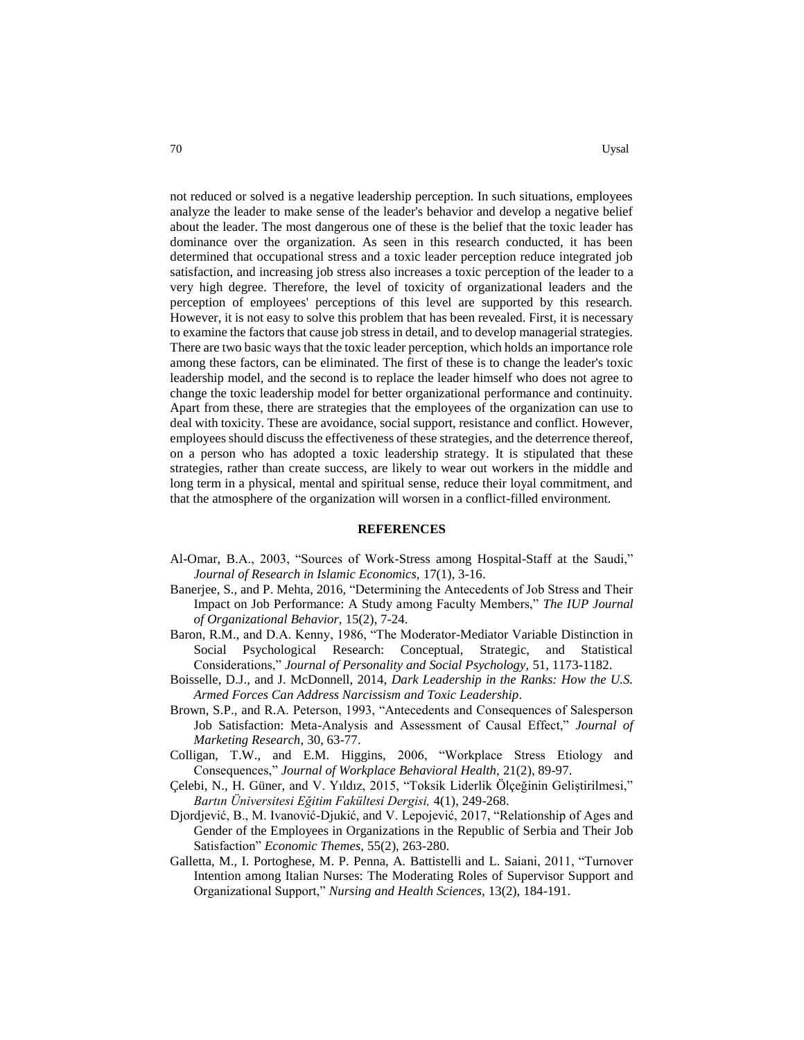not reduced or solved is a negative leadership perception. In such situations, employees analyze the leader to make sense of the leader's behavior and develop a negative belief about the leader. The most dangerous one of these is the belief that the toxic leader has dominance over the organization. As seen in this research conducted, it has been determined that occupational stress and a toxic leader perception reduce integrated job satisfaction, and increasing job stress also increases a toxic perception of the leader to a very high degree. Therefore, the level of toxicity of organizational leaders and the perception of employees' perceptions of this level are supported by this research. However, it is not easy to solve this problem that has been revealed. First, it is necessary to examine the factors that cause job stress in detail, and to develop managerial strategies. There are two basic ways that the toxic leader perception, which holds an importance role among these factors, can be eliminated. The first of these is to change the leader's toxic leadership model, and the second is to replace the leader himself who does not agree to change the toxic leadership model for better organizational performance and continuity. Apart from these, there are strategies that the employees of the organization can use to deal with toxicity. These are avoidance, social support, resistance and conflict. However, employees should discuss the effectiveness of these strategies, and the deterrence thereof, on a person who has adopted a toxic leadership strategy. It is stipulated that these strategies, rather than create success, are likely to wear out workers in the middle and long term in a physical, mental and spiritual sense, reduce their loyal commitment, and that the atmosphere of the organization will worsen in a conflict-filled environment.

## REFERENCES

Al-Omar, B.A., 2003, "Sources of Work-Stress among Hospital-Staff at the Saudi," *Journal of Research in Islamic Economics,* 17(1), 3-16.

Banerjee, S., and P. Mehta, 2016, "Determining the Antecedents of Job Stress and Their Impact on Job Performance: A Study among Faculty Members," *The IUP Journal of Organizational Behavior,* 15(2), 7-24.

Baron, R.M., and D.A. Kenny, 1986, "The Moderator-Mediator Variable Distinction in Social Psychological Research: Conceptual, Strategic, and Statistical Considerations," *Journal of Personality and Social Psychology,* 51, 1173-1182.

Boisselle, D.J., and J. McDonnell, 2014, *Dark Leadership in the Ranks: How the U.S. Armed Forces Can Address Narcissism and Toxic Leadership*.

Brown, S.P., and R.A. Peterson, 1993, "Antecedents and Consequences of Salesperson Job Satisfaction: Meta-Analysis and Assessment of Causal Effect," *Journal of Marketing Research,* 30, 63-77.

Colligan, T.W., and E.M. Higgins, 2006, "Workplace Stress Etiology and Consequences," *Journal of Workplace Behavioral Health,* 21(2), 89-97.

Çelebi, N., H. Güner, and V. Yıldız, 2015, "Toksik Liderlik Ölçeğinin Geliştirilmesi," *Bartın Üniversitesi Eğitim Fakültesi Dergisi,* 4(1), 249-268.

Djordjević, B., M. Ivanović-Djukić, and V. Lepojević, 2017, "Relationship of Ages and Gender of the Employees in Organizations in the Republic of Serbia and Their Job Satisfaction" *Economic Themes,* 55(2), 263-280.

Galletta, M., I. Portoghese, M. P. Penna, A. Battistelli and L. Saiani, 2011, "Turnover Intention among Italian Nurses: The Moderating Roles of Supervisor Support and Organizational Support," *Nursing and Health Sciences,* 13(2), 184-191.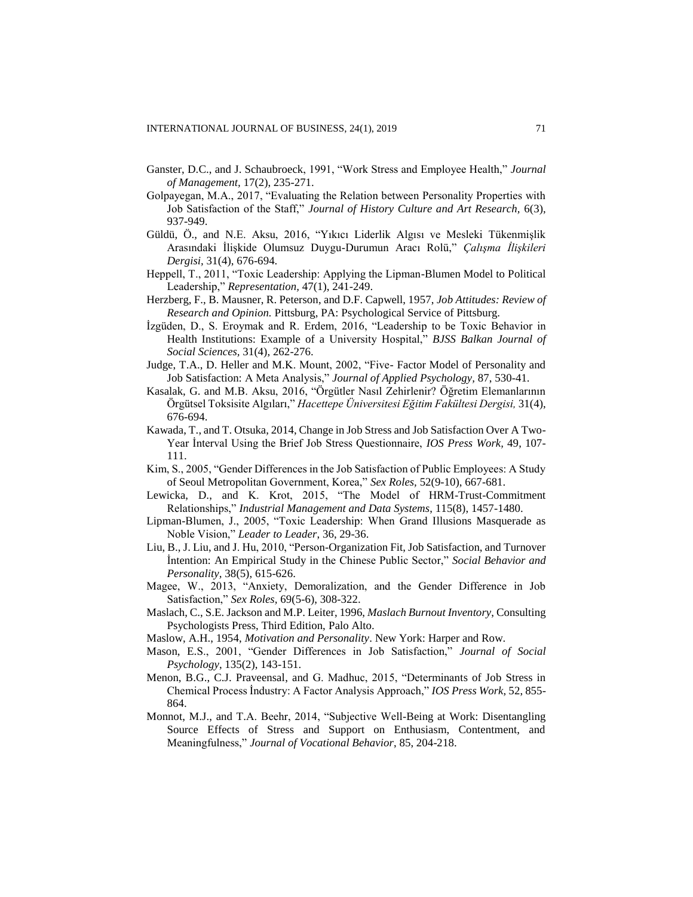Ganster, D.C., and J. Schaubroeck, 1991, "Work Stress and Employee Health," *Journal of Management,* 17(2), 235-271.

Golpayegan, M.A., 2017, "Evaluating the Relation between Personality Properties with Job Satisfaction of the Staff," *Journal of History Culture and Art Research,* 6(3), 937-949.

Güldü, Ö., and N.E. Aksu, 2016, "Yıkıcı Liderlik Algısı ve Mesleki Tükenmişlik Arasındaki İlişkide Olumsuz Duygu-Durumun Aracı Rolü," *Çalışma İlişkileri Dergisi,* 31(4), 676-694.

Heppell, T., 2011, "Toxic Leadership: Applying the Lipman-Blumen Model to Political Leadership," *Representation,* 47(1), 241-249.

Herzberg, F., B. Mausner, R. Peterson, and D.F. Capwell, 1957, *Job Attitudes: Review of Research and Opinion.* Pittsburg, PA: Psychological Service of Pittsburg.

İzgüden, D., S. Eroymak and R. Erdem, 2016, "Leadership to be Toxic Behavior in Health Institutions: Example of a University Hospital," *BJSS Balkan Journal of Social Sciences,* 31(4), 262-276.

Judge, T.A., D. Heller and M.K. Mount, 2002, "Five- Factor Model of Personality and Job Satisfaction: A Meta Analysis," *Journal of Applied Psychology,* 87, 530-41.

Kasalak, G. and M.B. Aksu, 2016, "Örgütler Nasıl Zehirlenir? Öğretim Elemanlarının Örgütsel Toksisite Algıları," *Hacettepe Üniversitesi Eğitim Fakültesi Dergisi,* 31(4), 676-694.

Kawada, T., and T. Otsuka, 2014, Change in Job Stress and Job Satisfaction Over A Two-Year İnterval Using the Brief Job Stress Questionnaire, *IOS Press Work,* 49, 107-111.

Kim, S., 2005, "Gender Differences in the Job Satisfaction of Public Employees: A Study of Seoul Metropolitan Government, Korea," *Sex Roles,* 52(9-10), 667-681.

Lewicka, D., and K. Krot, 2015, "The Model of HRM-Trust-Commitment Relationships," *Industrial Management and Data Systems*, 115(8), 1457-1480.

Lipman-Blumen, J., 2005, "Toxic Leadership: When Grand Illusions Masquerade as Noble Vision," *Leader to Leader,* 36, 29-36.

Liu, B., J. Liu, and J. Hu, 2010, "Person-Organization Fit, Job Satisfaction, and Turnover İntention: An Empirical Study in the Chinese Public Sector," *Social Behavior and Personality,* 38(5), 615-626.

Magee, W., 2013, "Anxiety, Demoralization, and the Gender Difference in Job Satisfaction," *Sex Roles*, 69(5-6), 308-322.

Maslach, C., S.E. Jackson and M.P. Leiter, 1996, *Maslach Burnout Inventory*, Consulting Psychologists Press, Third Edition, Palo Alto.

Maslow, A.H., 1954, *Motivation and Personality*. New York: Harper and Row.

Mason, E.S., 2001, "Gender Differences in Job Satisfaction," *Journal of Social Psychology*, 135(2), 143-151.

Menon, B.G., C.J. Praveensal, and G. Madhuc, 2015, "Determinants of Job Stress in Chemical Process İndustry: A Factor Analysis Approach," *IOS Press Work*, 52, 855-864.

Monnot, M.J., and T.A. Beehr, 2014, "Subjective Well-Being at Work: Disentangling Source Effects of Stress and Support on Enthusiasm, Contentment, and Meaningfulness," *Journal of Vocational Behavior,* 85, 204-218.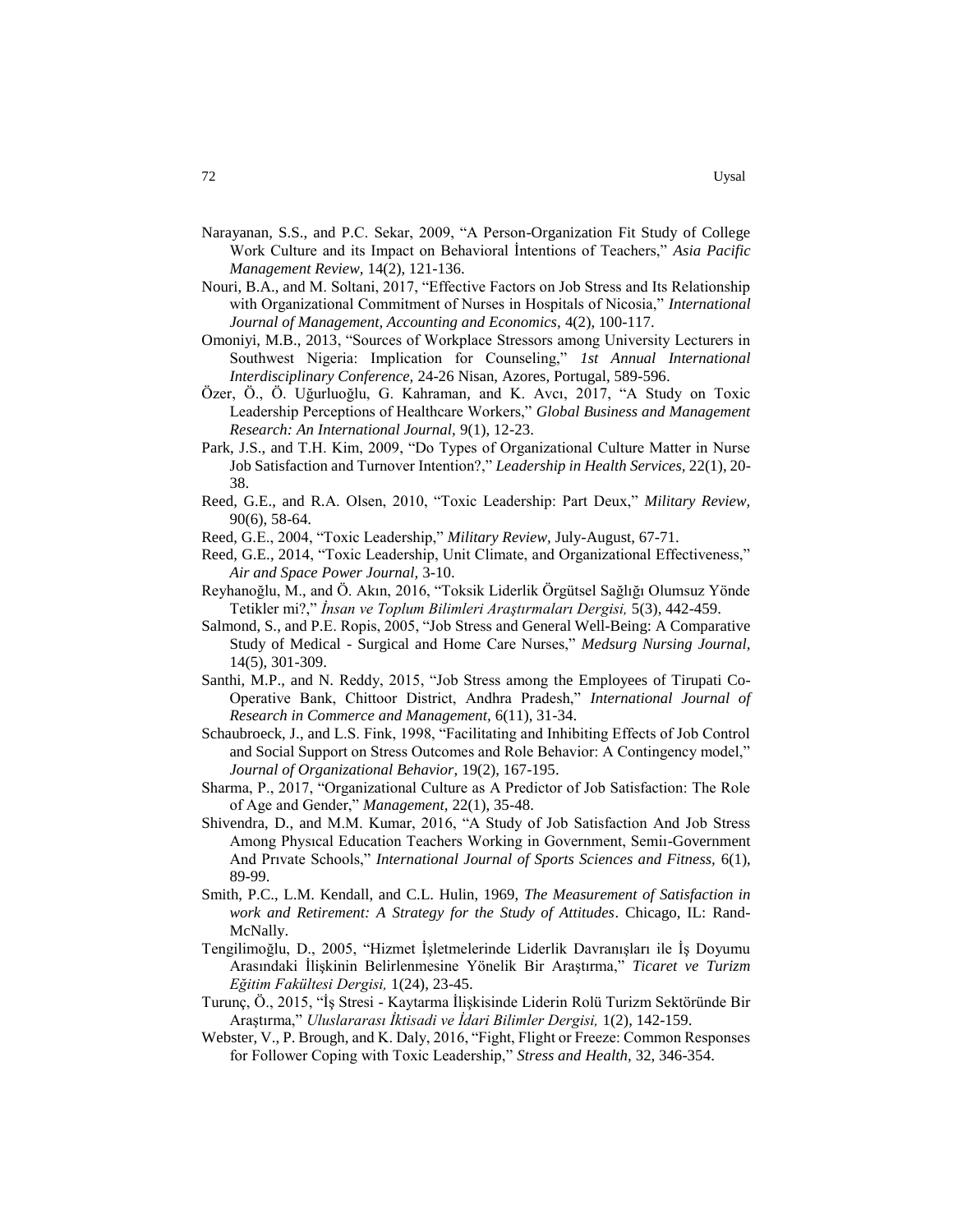Narayanan, S.S., and P.C. Sekar, 2009, "A Person-Organization Fit Study of College Work Culture and its Impact on Behavioral İntentions of Teachers," *Asia Pacific Management Review,* 14(2), 121-136.

Nouri, B.A., and M. Soltani, 2017, "Effective Factors on Job Stress and Its Relationship with Organizational Commitment of Nurses in Hospitals of Nicosia," *International Journal of Management, Accounting and Economics,* 4(2), 100-117.

Omoniyi, M.B., 2013, "Sources of Workplace Stressors among University Lecturers in Southwest Nigeria: Implication for Counseling," *1st Annual International Interdisciplinary Conference,* 24-26 Nisan, Azores, Portugal, 589-596.

Özer, Ö., Ö. Uğurluoğlu, G. Kahraman, and K. Avcı, 2017, "A Study on Toxic Leadership Perceptions of Healthcare Workers," *Global Business and Management Research: An International Journal,* 9(1), 12-23.

Park, J.S., and T.H. Kim, 2009, "Do Types of Organizational Culture Matter in Nurse Job Satisfaction and Turnover Intention?," *Leadership in Health Services,* 22(1), 20-38.

Reed, G.E., and R.A. Olsen, 2010, "Toxic Leadership: Part Deux," *Military Review,* 90(6), 58-64.

Reed, G.E., 2004, "Toxic Leadership," *Military Review,* July-August, 67-71.

Reed, G.E., 2014, "Toxic Leadership, Unit Climate, and Organizational Effectiveness," *Air and Space Power Journal,* 3-10.

Reyhanoğlu, M., and Ö. Akın, 2016, "Toksik Liderlik Örgütsel Sağlığı Olumsuz Yönde Tetikler mi?," *İnsan ve Toplum Bilimleri Araştırmaları Dergisi,* 5(3), 442-459.

Salmond, S., and P.E. Ropis, 2005, "Job Stress and General Well-Being: A Comparative Study of Medical - Surgical and Home Care Nurses," *Medsurg Nursing Journal,* 14(5), 301-309.

Santhi, M.P., and N. Reddy, 2015, "Job Stress among the Employees of Tirupati Co-Operative Bank, Chittoor District, Andhra Pradesh," *International Journal of Research in Commerce and Management,* 6(11), 31-34.

Schaubroeck, J., and L.S. Fink, 1998, "Facilitating and Inhibiting Effects of Job Control and Social Support on Stress Outcomes and Role Behavior: A Contingency model," *Journal of Organizational Behavior,* 19(2), 167-195.

Sharma, P., 2017, "Organizational Culture as A Predictor of Job Satisfaction: The Role of Age and Gender," *Management,* 22(1), 35-48.

Shivendra, D., and M.M. Kumar, 2016, "A Study of Job Satisfaction And Job Stress Among Physıcal Education Teachers Working in Government, Semiı-Government And Prıvate Schools," *International Journal of Sports Sciences and Fitness,* 6(1), 89-99.

Smith, P.C., L.M. Kendall, and C.L. Hulin, 1969, *The Measurement of Satisfaction in work and Retirement: A Strategy for the Study of Attitudes*. Chicago, IL: Rand-McNally.

Tengilimoğlu, D., 2005, "Hizmet İşletmelerinde Liderlik Davranışları ile İş Doyumu Arasındaki İlişkinin Belirlenmesine Yönelik Bir Araştırma," *Ticaret ve Turizm Eğitim Fakültesi Dergisi,* 1(24), 23-45.

Turunç, Ö., 2015, "İş Stresi - Kaytarma İlişkisinde Liderin Rolü Turizm Sektöründe Bir Araştırma," *Uluslararası İktisadi ve İdari Bilimler Dergisi,* 1(2), 142-159.

Webster, V., P. Brough, and K. Daly, 2016, "Fight, Flight or Freeze: Common Responses for Follower Coping with Toxic Leadership," *Stress and Health,* 32, 346-354.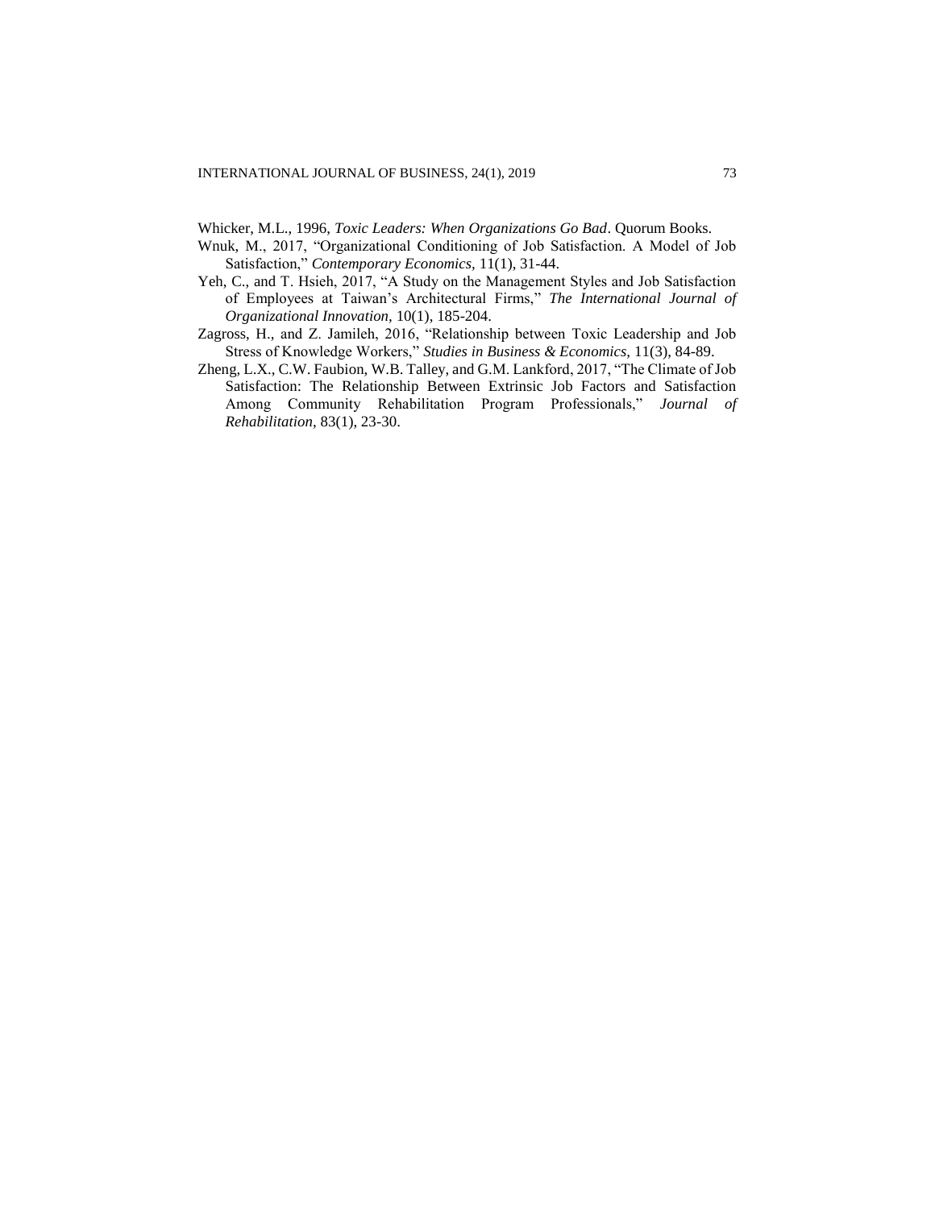Whicker, M.L., 1996, *Toxic Leaders: When Organizations Go Bad*. Quorum Books.

Wnuk, M., 2017, "Organizational Conditioning of Job Satisfaction. A Model of Job Satisfaction," *Contemporary Economics,* 11(1), 31-44.

Yeh, C., and T. Hsieh, 2017, "A Study on the Management Styles and Job Satisfaction of Employees at Taiwan's Architectural Firms," *The International Journal of Organizational Innovation,* 10(1), 185-204.

Zagross, H., and Z. Jamileh, 2016, "Relationship between Toxic Leadership and Job Stress of Knowledge Workers," *Studies in Business & Economics,* 11(3), 84-89.

Zheng, L.X., C.W. Faubion, W.B. Talley, and G.M. Lankford, 2017, "The Climate of Job Satisfaction: The Relationship Between Extrinsic Job Factors and Satisfaction Among Community Rehabilitation Program Professionals," *Journal of Rehabilitation,* 83(1), 23-30.